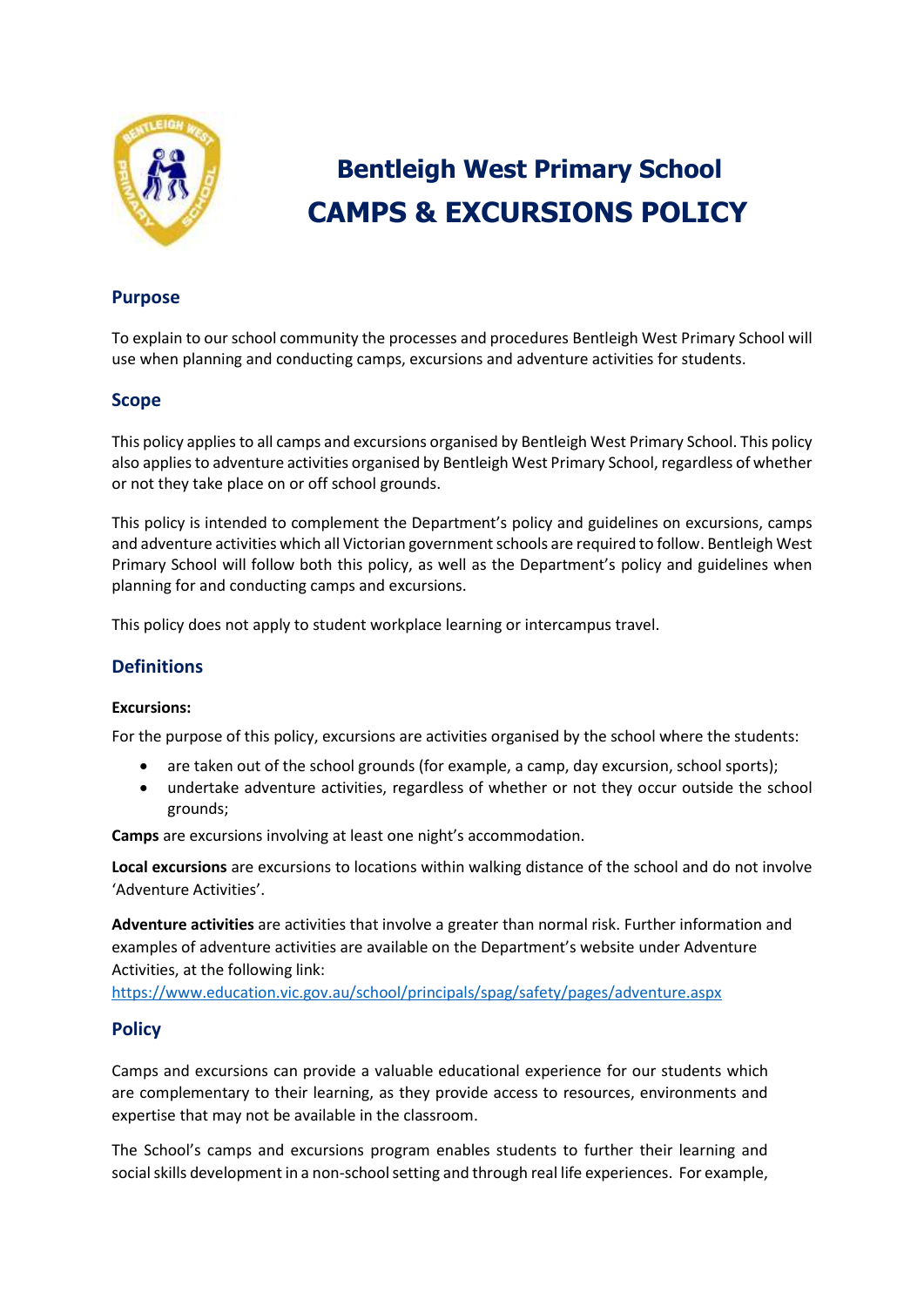# Bentleigh West Primary School
# CAMPS & EXCURSIONS POLICY

## Purpose

To explain to our school community the processes and procedures Bentleigh West Primary School will use when planning and conducting camps, excursions and adventure activities for students.

## Scope

This policy applies to all camps and excursions organised by Bentleigh West Primary School. This policy also applies to adventure activities organised by Bentleigh West Primary School, regardless of whether or not they take place on or off school grounds.

This policy is intended to complement the Department's policy and guidelines on excursions, camps and adventure activities which all Victorian government schools are required to follow. Bentleigh West Primary School will follow both this policy, as well as the Department's policy and guidelines when planning for and conducting camps and excursions.

This policy does not apply to student workplace learning or intercampus travel.

## Definitions

**Excursions:**

For the purpose of this policy, excursions are activities organised by the school where the students:

- are taken out of the school grounds (for example, a camp, day excursion, school sports);
- undertake adventure activities, regardless of whether or not they occur outside the school grounds;

**Camps** are excursions involving at least one night's accommodation.

**Local excursions** are excursions to locations within walking distance of the school and do not involve 'Adventure Activities'.

**Adventure activities** are activities that involve a greater than normal risk. Further information and examples of adventure activities are available on the Department's website under Adventure Activities, at the following link:
https://www.education.vic.gov.au/school/principals/spag/safety/pages/adventure.aspx

## Policy

Camps and excursions can provide a valuable educational experience for our students which are complementary to their learning, as they provide access to resources, environments and expertise that may not be available in the classroom.

The School's camps and excursions program enables students to further their learning and social skills development in a non-school setting and through real life experiences. For example,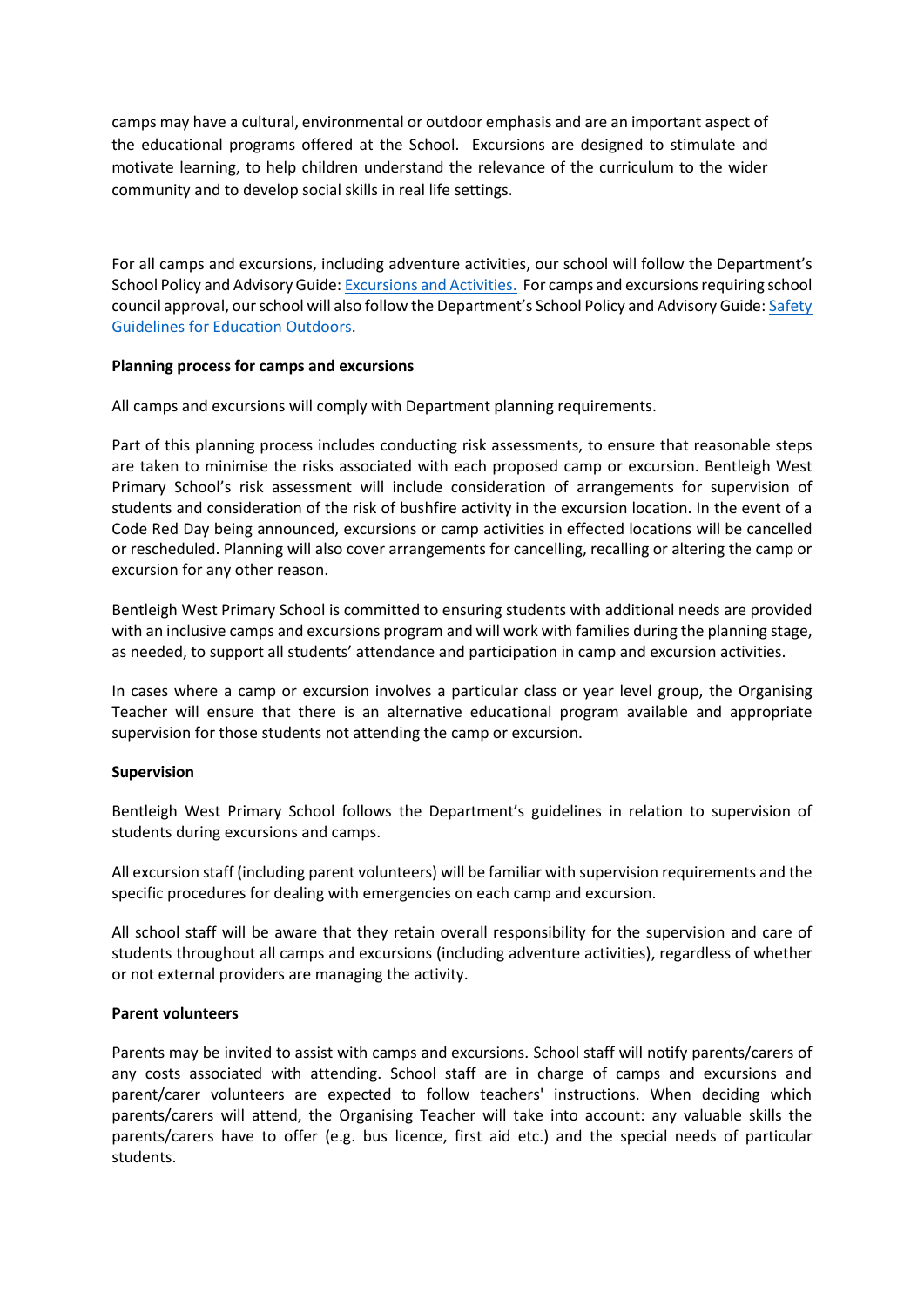camps may have a cultural, environmental or outdoor emphasis and are an important aspect of the educational programs offered at the School. Excursions are designed to stimulate and motivate learning, to help children understand the relevance of the curriculum to the wider community and to develop social skills in real life settings.

For all camps and excursions, including adventure activities, our school will follow the Department's School Policy and Advisory Guide: [Excursions and Activities.](#) For camps and excursions requiring school council approval, our school will also follow the Department's School Policy and Advisory Guide: [Safety Guidelines for Education Outdoors](#).

**Planning process for camps and excursions**

All camps and excursions will comply with Department planning requirements.

Part of this planning process includes conducting risk assessments, to ensure that reasonable steps are taken to minimise the risks associated with each proposed camp or excursion. Bentleigh West Primary School's risk assessment will include consideration of arrangements for supervision of students and consideration of the risk of bushfire activity in the excursion location. In the event of a Code Red Day being announced, excursions or camp activities in effected locations will be cancelled or rescheduled. Planning will also cover arrangements for cancelling, recalling or altering the camp or excursion for any other reason.

Bentleigh West Primary School is committed to ensuring students with additional needs are provided with an inclusive camps and excursions program and will work with families during the planning stage, as needed, to support all students' attendance and participation in camp and excursion activities.

In cases where a camp or excursion involves a particular class or year level group, the Organising Teacher will ensure that there is an alternative educational program available and appropriate supervision for those students not attending the camp or excursion.

**Supervision**

Bentleigh West Primary School follows the Department's guidelines in relation to supervision of students during excursions and camps.

All excursion staff (including parent volunteers) will be familiar with supervision requirements and the specific procedures for dealing with emergencies on each camp and excursion.

All school staff will be aware that they retain overall responsibility for the supervision and care of students throughout all camps and excursions (including adventure activities), regardless of whether or not external providers are managing the activity.

**Parent volunteers**

Parents may be invited to assist with camps and excursions. School staff will notify parents/carers of any costs associated with attending. School staff are in charge of camps and excursions and parent/carer volunteers are expected to follow teachers' instructions. When deciding which parents/carers will attend, the Organising Teacher will take into account: any valuable skills the parents/carers have to offer (e.g. bus licence, first aid etc.) and the special needs of particular students.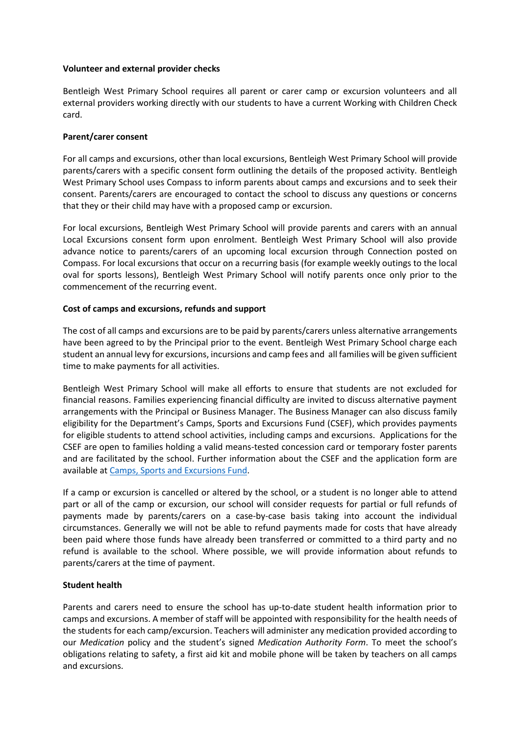**Volunteer and external provider checks**

Bentleigh West Primary School requires all parent or carer camp or excursion volunteers and all external providers working directly with our students to have a current Working with Children Check card.

**Parent/carer consent**

For all camps and excursions, other than local excursions, Bentleigh West Primary School will provide parents/carers with a specific consent form outlining the details of the proposed activity. Bentleigh West Primary School uses Compass to inform parents about camps and excursions and to seek their consent. Parents/carers are encouraged to contact the school to discuss any questions or concerns that they or their child may have with a proposed camp or excursion.

For local excursions, Bentleigh West Primary School will provide parents and carers with an annual Local Excursions consent form upon enrolment. Bentleigh West Primary School will also provide advance notice to parents/carers of an upcoming local excursion through Connection posted on Compass. For local excursions that occur on a recurring basis (for example weekly outings to the local oval for sports lessons), Bentleigh West Primary School will notify parents once only prior to the commencement of the recurring event.

**Cost of camps and excursions, refunds and support**

The cost of all camps and excursions are to be paid by parents/carers unless alternative arrangements have been agreed to by the Principal prior to the event. Bentleigh West Primary School charge each student an annual levy for excursions, incursions and camp fees and all families will be given sufficient time to make payments for all activities.

Bentleigh West Primary School will make all efforts to ensure that students are not excluded for financial reasons. Families experiencing financial difficulty are invited to discuss alternative payment arrangements with the Principal or Business Manager. The Business Manager can also discuss family eligibility for the Department's Camps, Sports and Excursions Fund (CSEF), which provides payments for eligible students to attend school activities, including camps and excursions. Applications for the CSEF are open to families holding a valid means-tested concession card or temporary foster parents and are facilitated by the school. Further information about the CSEF and the application form are available at [Camps, Sports and Excursions Fund](Camps, Sports and Excursions Fund).

If a camp or excursion is cancelled or altered by the school, or a student is no longer able to attend part or all of the camp or excursion, our school will consider requests for partial or full refunds of payments made by parents/carers on a case-by-case basis taking into account the individual circumstances. Generally we will not be able to refund payments made for costs that have already been paid where those funds have already been transferred or committed to a third party and no refund is available to the school. Where possible, we will provide information about refunds to parents/carers at the time of payment.

**Student health**

Parents and carers need to ensure the school has up-to-date student health information prior to camps and excursions. A member of staff will be appointed with responsibility for the health needs of the students for each camp/excursion. Teachers will administer any medication provided according to our *Medication* policy and the student's signed *Medication Authority Form*. To meet the school's obligations relating to safety, a first aid kit and mobile phone will be taken by teachers on all camps and excursions.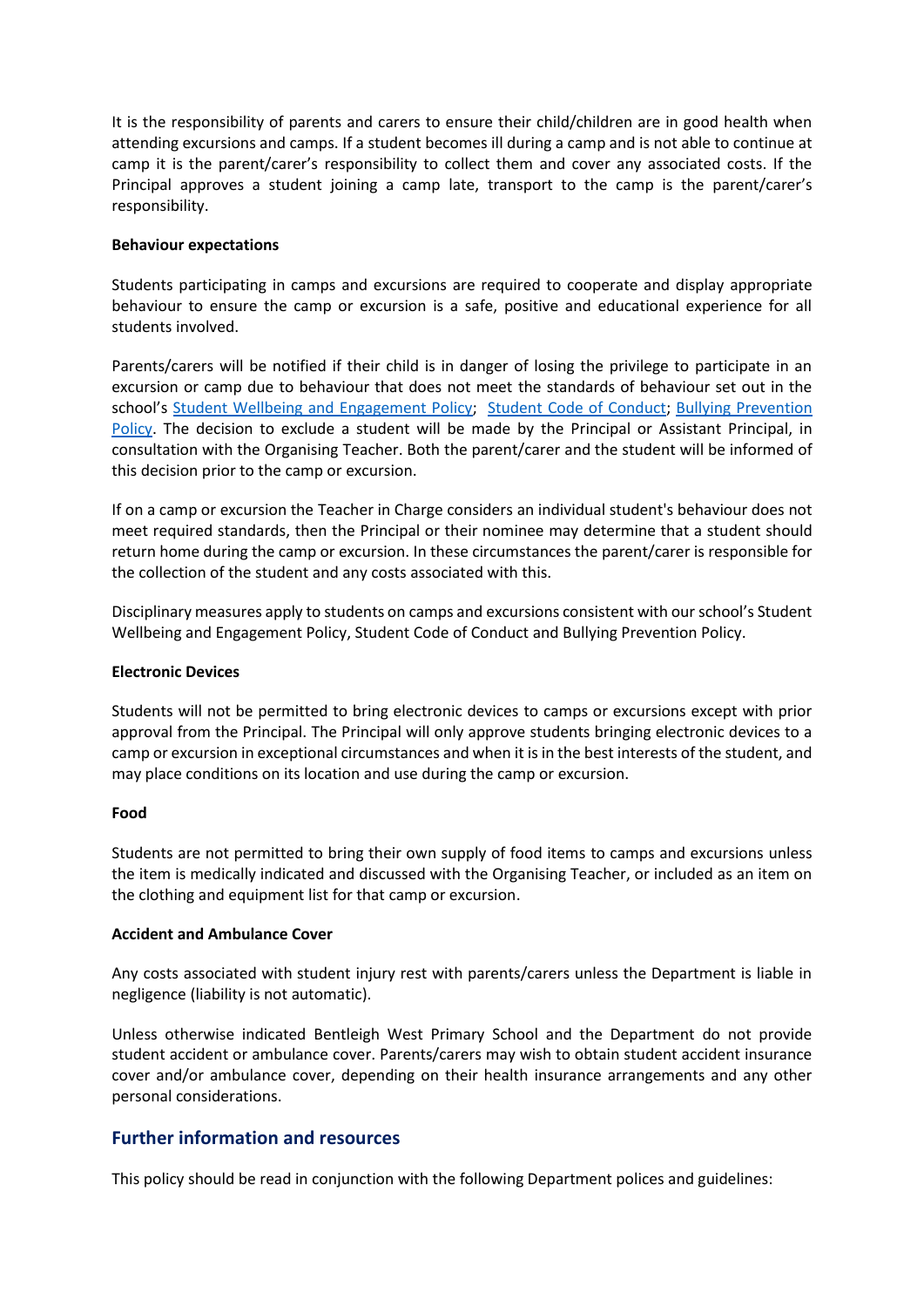It is the responsibility of parents and carers to ensure their child/children are in good health when attending excursions and camps. If a student becomes ill during a camp and is not able to continue at camp it is the parent/carer's responsibility to collect them and cover any associated costs. If the Principal approves a student joining a camp late, transport to the camp is the parent/carer's responsibility.

**Behaviour expectations**

Students participating in camps and excursions are required to cooperate and display appropriate behaviour to ensure the camp or excursion is a safe, positive and educational experience for all students involved.

Parents/carers will be notified if their child is in danger of losing the privilege to participate in an excursion or camp due to behaviour that does not meet the standards of behaviour set out in the school's Student Wellbeing and Engagement Policy; Student Code of Conduct; Bullying Prevention Policy. The decision to exclude a student will be made by the Principal or Assistant Principal, in consultation with the Organising Teacher. Both the parent/carer and the student will be informed of this decision prior to the camp or excursion.

If on a camp or excursion the Teacher in Charge considers an individual student's behaviour does not meet required standards, then the Principal or their nominee may determine that a student should return home during the camp or excursion. In these circumstances the parent/carer is responsible for the collection of the student and any costs associated with this.

Disciplinary measures apply to students on camps and excursions consistent with our school's Student Wellbeing and Engagement Policy, Student Code of Conduct and Bullying Prevention Policy.

**Electronic Devices**

Students will not be permitted to bring electronic devices to camps or excursions except with prior approval from the Principal. The Principal will only approve students bringing electronic devices to a camp or excursion in exceptional circumstances and when it is in the best interests of the student, and may place conditions on its location and use during the camp or excursion.

**Food**

Students are not permitted to bring their own supply of food items to camps and excursions unless the item is medically indicated and discussed with the Organising Teacher, or included as an item on the clothing and equipment list for that camp or excursion.

**Accident and Ambulance Cover**

Any costs associated with student injury rest with parents/carers unless the Department is liable in negligence (liability is not automatic).

Unless otherwise indicated Bentleigh West Primary School and the Department do not provide student accident or ambulance cover. Parents/carers may wish to obtain student accident insurance cover and/or ambulance cover, depending on their health insurance arrangements and any other personal considerations.

## Further information and resources

This policy should be read in conjunction with the following Department polices and guidelines: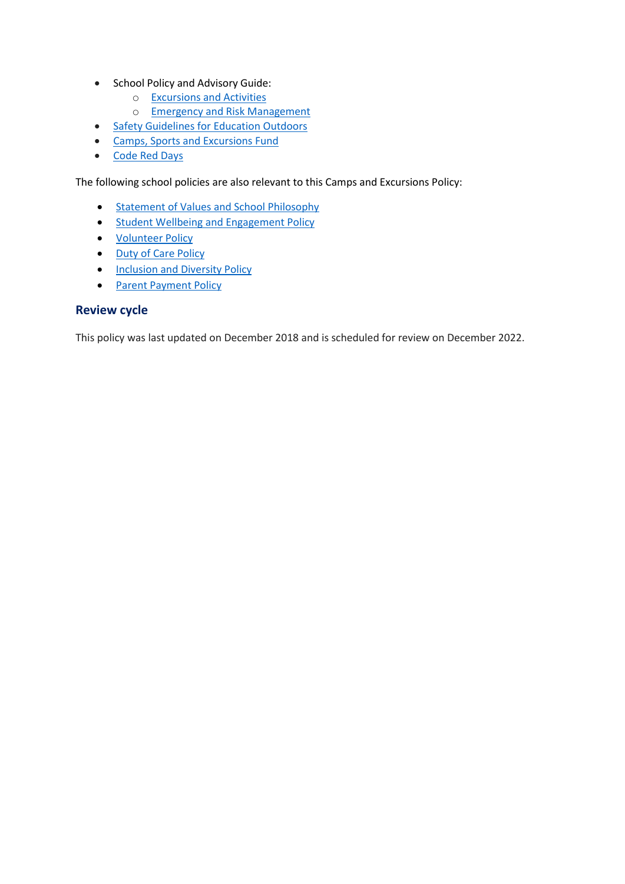- School Policy and Advisory Guide:
  - Excursions and Activities
  - Emergency and Risk Management
- Safety Guidelines for Education Outdoors
- Camps, Sports and Excursions Fund
- Code Red Days

The following school policies are also relevant to this Camps and Excursions Policy:

- Statement of Values and School Philosophy
- Student Wellbeing and Engagement Policy
- Volunteer Policy
- Duty of Care Policy
- Inclusion and Diversity Policy
- Parent Payment Policy

## Review cycle

This policy was last updated on December 2018 and is scheduled for review on December 2022.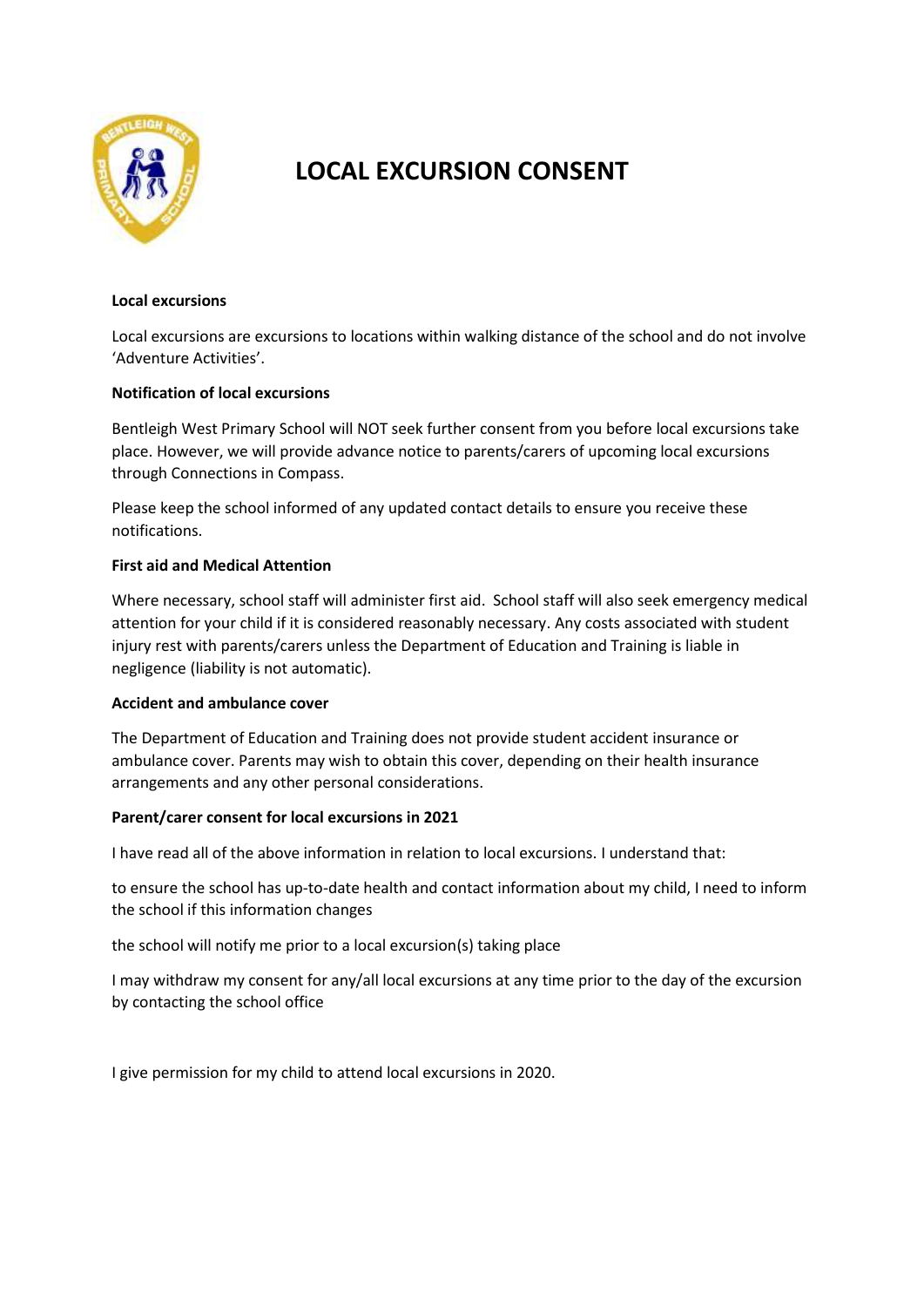# LOCAL EXCURSION CONSENT

**Local excursions**

Local excursions are excursions to locations within walking distance of the school and do not involve 'Adventure Activities'.

**Notification of local excursions**

Bentleigh West Primary School will NOT seek further consent from you before local excursions take place. However, we will provide advance notice to parents/carers of upcoming local excursions through Connections in Compass.

Please keep the school informed of any updated contact details to ensure you receive these notifications.

**First aid and Medical Attention**

Where necessary, school staff will administer first aid. School staff will also seek emergency medical attention for your child if it is considered reasonably necessary. Any costs associated with student injury rest with parents/carers unless the Department of Education and Training is liable in negligence (liability is not automatic).

**Accident and ambulance cover**

The Department of Education and Training does not provide student accident insurance or ambulance cover. Parents may wish to obtain this cover, depending on their health insurance arrangements and any other personal considerations.

**Parent/carer consent for local excursions in 2021**

I have read all of the above information in relation to local excursions. I understand that:

to ensure the school has up-to-date health and contact information about my child, I need to inform the school if this information changes

the school will notify me prior to a local excursion(s) taking place

I may withdraw my consent for any/all local excursions at any time prior to the day of the excursion by contacting the school office

I give permission for my child to attend local excursions in 2020.